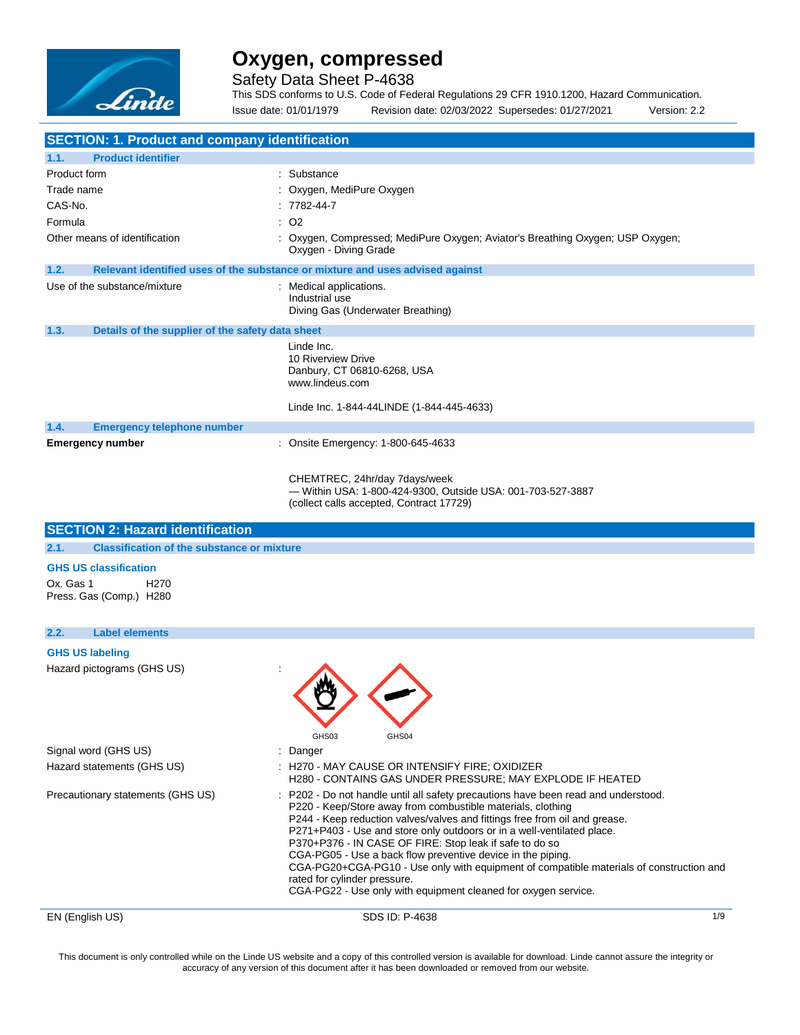# Oxygen, compressed

Safety Data Sheet P-4638

This SDS conforms to U.S. Code of Federal Regulations 29 CFR 1910.1200, Hazard Communication.

Issue date: 01/01/1979 Revision date: 02/03/2022 Supersedes: 01/27/2021 Version: 2.2

## SECTION: 1. Product and company identification

### 1.1. Product identifier

| | |
|---|---|
| Product form | : Substance |
| Trade name | : Oxygen, MediPure Oxygen |
| CAS-No. | : 7782-44-7 |
| Formula | : $O_2$ |
| Other means of identification | : Oxygen, Compressed; MediPure Oxygen; Aviator's Breathing Oxygen; USP Oxygen; Oxygen - Diving Grade |

### 1.2. Relevant identified uses of the substance or mixture and uses advised against

Use of the substance/mixture : Medical applications.
Industrial use
Diving Gas (Underwater Breathing)

### 1.3. Details of the supplier of the safety data sheet

Linde Inc.
10 Riverview Drive
Danbury, CT 06810-6268, USA
www.lindeus.com

Linde Inc. 1-844-44LINDE (1-844-445-4633)

### 1.4. Emergency telephone number

**Emergency number** : Onsite Emergency: 1-800-645-4633

CHEMTREC, 24hr/day 7days/week
— Within USA: 1-800-424-9300, Outside USA: 001-703-527-3887
(collect calls accepted, Contract 17729)

## SECTION 2: Hazard identification

### 2.1. Classification of the substance or mixture

**GHS US classification**

Ox. Gas 1 H270
Press. Gas (Comp.) H280

### 2.2. Label elements

**GHS US labeling**

Hazard pictograms (GHS US) :

GHS03 GHS04

Signal word (GHS US) : Danger

Hazard statements (GHS US) : H270 - MAY CAUSE OR INTENSIFY FIRE; OXIDIZER
H280 - CONTAINS GAS UNDER PRESSURE; MAY EXPLODE IF HEATED

Precautionary statements (GHS US) : P202 - Do not handle until all safety precautions have been read and understood.
P220 - Keep/Store away from combustible materials, clothing
P244 - Keep reduction valves/valves and fittings free from oil and grease.
P271+P403 - Use and store only outdoors or in a well-ventilated place.
P370+P376 - IN CASE OF FIRE: Stop leak if safe to do so
CGA-PG05 - Use a back flow preventive device in the piping.
CGA-PG20+CGA-PG10 - Use only with equipment of compatible materials of construction and rated for cylinder pressure.
CGA-PG22 - Use only with equipment cleaned for oxygen service.

This document is only controlled while on the Linde US website and a copy of this controlled version is available for download. Linde cannot assure the integrity or accuracy of any version of this document after it has been downloaded or removed from our website.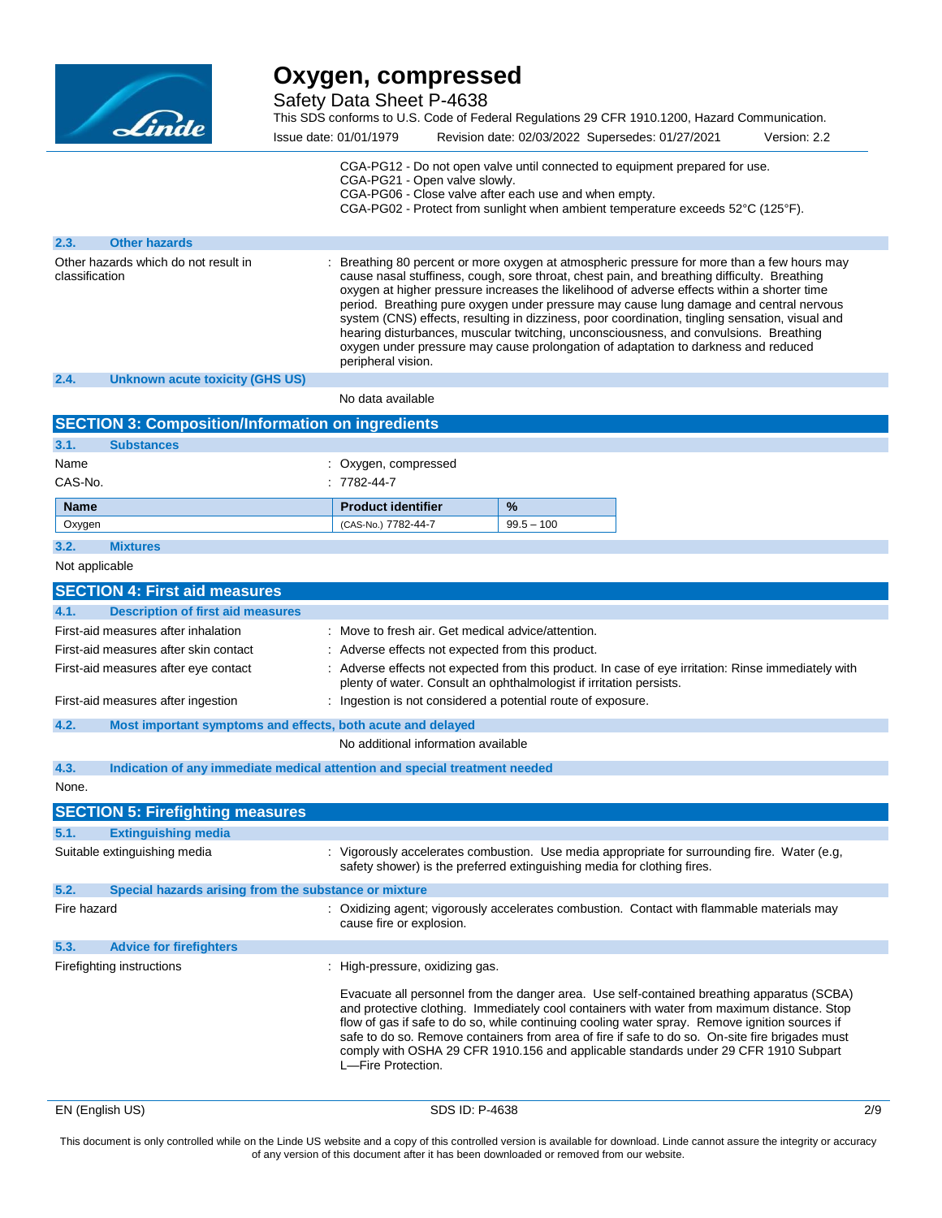CGA-PG12 - Do not open valve until connected to equipment prepared for use.
CGA-PG21 - Open valve slowly.
CGA-PG06 - Close valve after each use and when empty.
CGA-PG02 - Protect from sunlight when ambient temperature exceeds 52°C (125°F).

### 2.3. Other hazards

Other hazards which do not result in classification : Breathing 80 percent or more oxygen at atmospheric pressure for more than a few hours may cause nasal stuffiness, cough, sore throat, chest pain, and breathing difficulty. Breathing oxygen at higher pressure increases the likelihood of adverse effects within a shorter time period. Breathing pure oxygen under pressure may cause lung damage and central nervous system (CNS) effects, resulting in dizziness, poor coordination, tingling sensation, visual and hearing disturbances, muscular twitching, unconsciousness, and convulsions. Breathing oxygen under pressure may cause prolongation of adaptation to darkness and reduced peripheral vision.

### 2.4. Unknown acute toxicity (GHS US)

No data available

## SECTION 3: Composition/Information on ingredients

### 3.1. Substances

Name : Oxygen, compressed

CAS-No. : 7782-44-7

| Name | Product identifier | % |
|---|---|---|
| Oxygen | (CAS-No.) 7782-44-7 | 99.5 – 100 |

### 3.2. Mixtures

Not applicable

## SECTION 4: First aid measures

### 4.1. Description of first aid measures

First-aid measures after inhalation : Move to fresh air. Get medical advice/attention.

First-aid measures after skin contact : Adverse effects not expected from this product.

First-aid measures after eye contact : Adverse effects not expected from this product. In case of eye irritation: Rinse immediately with plenty of water. Consult an ophthalmologist if irritation persists.

First-aid measures after ingestion : Ingestion is not considered a potential route of exposure.

### 4.2. Most important symptoms and effects, both acute and delayed

No additional information available

### 4.3. Indication of any immediate medical attention and special treatment needed

None.

## SECTION 5: Firefighting measures

### 5.1. Extinguishing media

Suitable extinguishing media : Vigorously accelerates combustion. Use media appropriate for surrounding fire. Water (e.g, safety shower) is the preferred extinguishing media for clothing fires.

### 5.2. Special hazards arising from the substance or mixture

Fire hazard : Oxidizing agent; vigorously accelerates combustion. Contact with flammable materials may cause fire or explosion.

### 5.3. Advice for firefighters

Firefighting instructions : High-pressure, oxidizing gas.

Evacuate all personnel from the danger area. Use self-contained breathing apparatus (SCBA) and protective clothing. Immediately cool containers with water from maximum distance. Stop flow of gas if safe to do so, while continuing cooling water spray. Remove ignition sources if safe to do so. Remove containers from area of fire if safe to do so. On-site fire brigades must comply with OSHA 29 CFR 1910.156 and applicable standards under 29 CFR 1910 Subpart L—Fire Protection.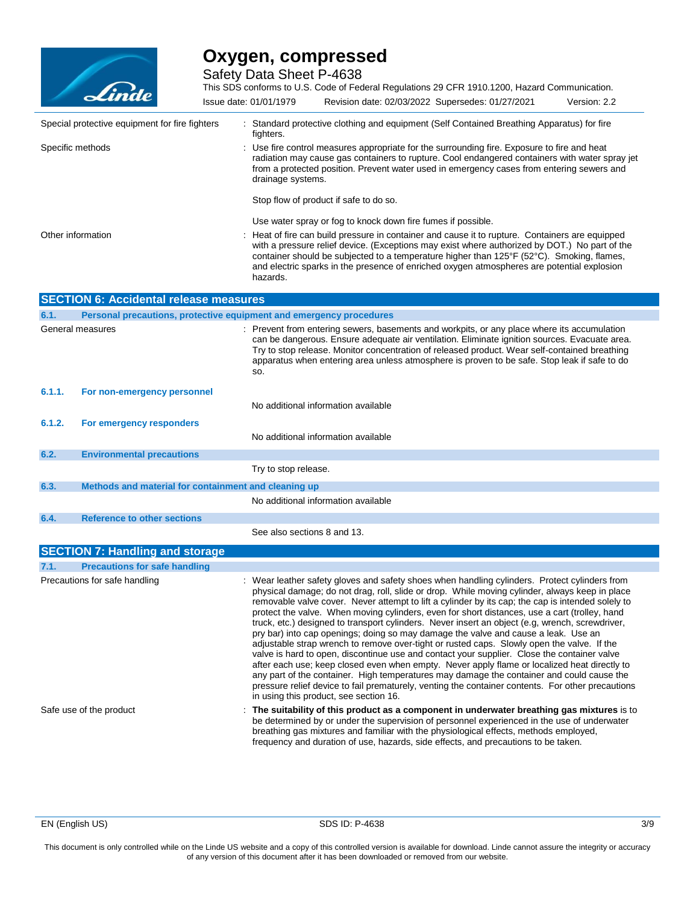| | |
|---|---|
| Special protective equipment for fire fighters | : Standard protective clothing and equipment (Self Contained Breathing Apparatus) for fire fighters. |
| Specific methods | : Use fire control measures appropriate for the surrounding fire. Exposure to fire and heat radiation may cause gas containers to rupture. Cool endangered containers with water spray jet from a protected position. Prevent water used in emergency cases from entering sewers and drainage systems.<br><br>Stop flow of product if safe to do so.<br><br>Use water spray or fog to knock down fire fumes if possible. |
| Other information | : Heat of fire can build pressure in container and cause it to rupture. Containers are equipped with a pressure relief device. (Exceptions may exist where authorized by DOT.) No part of the container should be subjected to a temperature higher than 125°F (52°C). Smoking, flames, and electric sparks in the presence of enriched oxygen atmospheres are potential explosion hazards. |

## SECTION 6: Accidental release measures

### 6.1. Personal precautions, protective equipment and emergency procedures

General measures : Prevent from entering sewers, basements and workpits, or any place where its accumulation can be dangerous. Ensure adequate air ventilation. Eliminate ignition sources. Evacuate area. Try to stop release. Monitor concentration of released product. Wear self-contained breathing apparatus when entering area unless atmosphere is proven to be safe. Stop leak if safe to do so.

#### 6.1.1. For non-emergency personnel

No additional information available

#### 6.1.2. For emergency responders

No additional information available

### 6.2. Environmental precautions

Try to stop release.

### 6.3. Methods and material for containment and cleaning up

No additional information available

### 6.4. Reference to other sections

See also sections 8 and 13.

## SECTION 7: Handling and storage

### 7.1. Precautions for safe handling

Precautions for safe handling : Wear leather safety gloves and safety shoes when handling cylinders. Protect cylinders from physical damage; do not drag, roll, slide or drop. While moving cylinder, always keep in place removable valve cover. Never attempt to lift a cylinder by its cap; the cap is intended solely to protect the valve. When moving cylinders, even for short distances, use a cart (trolley, hand truck, etc.) designed to transport cylinders. Never insert an object (e.g, wrench, screwdriver, pry bar) into cap openings; doing so may damage the valve and cause a leak. Use an adjustable strap wrench to remove over-tight or rusted caps. Slowly open the valve. If the valve is hard to open, discontinue use and contact your supplier. Close the container valve after each use; keep closed even when empty. Never apply flame or localized heat directly to any part of the container. High temperatures may damage the container and could cause the pressure relief device to fail prematurely, venting the container contents. For other precautions in using this product, see section 16.

Safe use of the product : **The suitability of this product as a component in underwater breathing gas mixtures** is to be determined by or under the supervision of personnel experienced in the use of underwater breathing gas mixtures and familiar with the physiological effects, methods employed, frequency and duration of use, hazards, side effects, and precautions to be taken.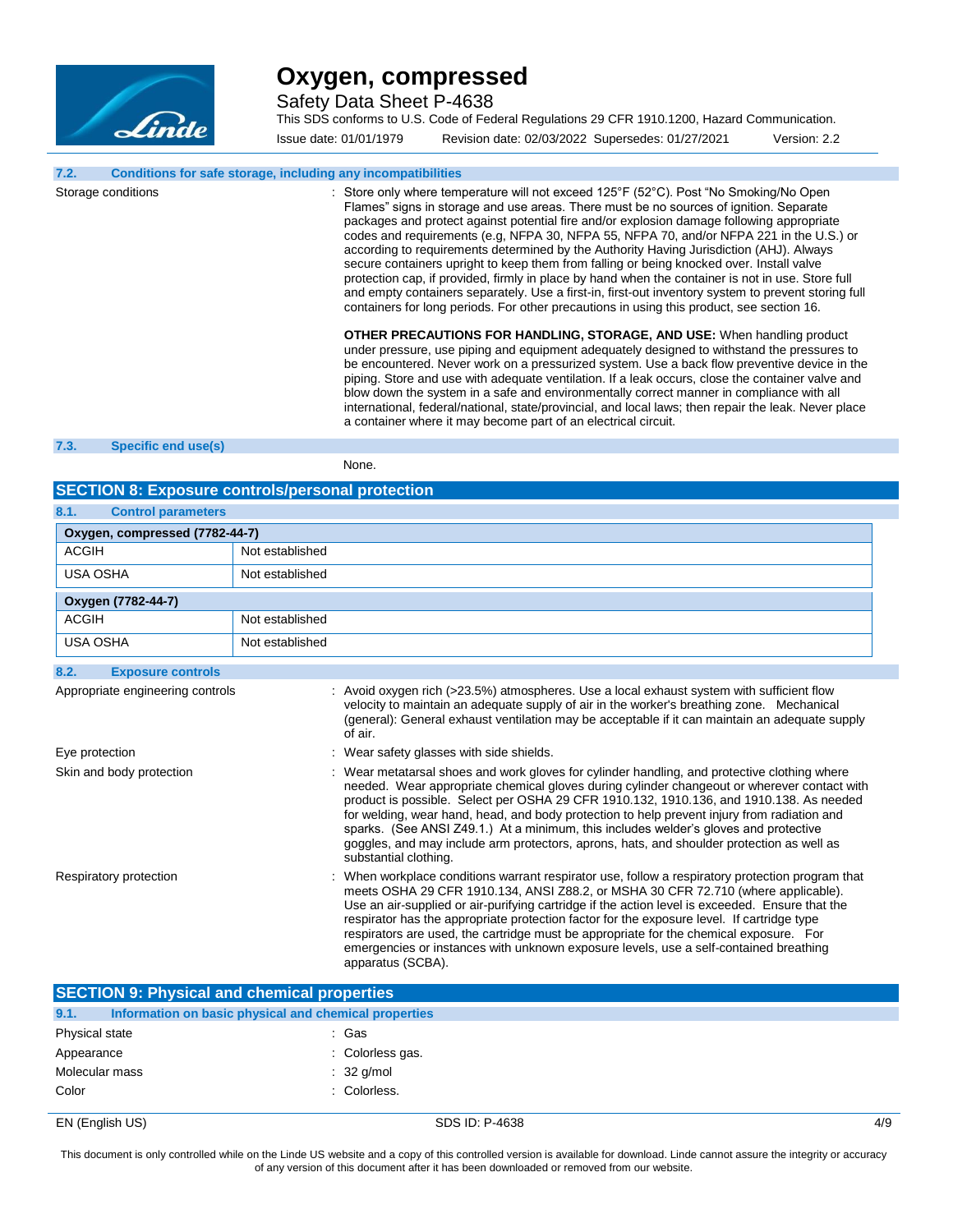### 7.2. Conditions for safe storage, including any incompatibilities

Storage conditions : Store only where temperature will not exceed 125°F (52°C). Post "No Smoking/No Open Flames" signs in storage and use areas. There must be no sources of ignition. Separate packages and protect against potential fire and/or explosion damage following appropriate codes and requirements (e.g, NFPA 30, NFPA 55, NFPA 70, and/or NFPA 221 in the U.S.) or according to requirements determined by the Authority Having Jurisdiction (AHJ). Always secure containers upright to keep them from falling or being knocked over. Install valve protection cap, if provided, firmly in place by hand when the container is not in use. Store full and empty containers separately. Use a first-in, first-out inventory system to prevent storing full containers for long periods. For other precautions in using this product, see section 16.

**OTHER PRECAUTIONS FOR HANDLING, STORAGE, AND USE:** When handling product under pressure, use piping and equipment adequately designed to withstand the pressures to be encountered. Never work on a pressurized system. Use a back flow preventive device in the piping. Store and use with adequate ventilation. If a leak occurs, close the container valve and blow down the system in a safe and environmentally correct manner in compliance with all international, federal/national, state/provincial, and local laws; then repair the leak. Never place a container where it may become part of an electrical circuit.

### 7.3. Specific end use(s)

None.

## SECTION 8: Exposure controls/personal protection

### 8.1. Control parameters

| Oxygen, compressed (7782-44-7) | |
|---|---|
| ACGIH | Not established |
| USA OSHA | Not established |

| Oxygen (7782-44-7) | |
|---|---|
| ACGIH | Not established |
| USA OSHA | Not established |

### 8.2. Exposure controls

Appropriate engineering controls : Avoid oxygen rich (>23.5%) atmospheres. Use a local exhaust system with sufficient flow velocity to maintain an adequate supply of air in the worker's breathing zone. Mechanical (general): General exhaust ventilation may be acceptable if it can maintain an adequate supply of air.

Eye protection : Wear safety glasses with side shields.

Skin and body protection : Wear metatarsal shoes and work gloves for cylinder handling, and protective clothing where needed. Wear appropriate chemical gloves during cylinder changeout or wherever contact with product is possible. Select per OSHA 29 CFR 1910.132, 1910.136, and 1910.138. As needed for welding, wear hand, head, and body protection to help prevent injury from radiation and sparks. (See ANSI Z49.1.) At a minimum, this includes welder's gloves and protective goggles, and may include arm protectors, aprons, hats, and shoulder protection as well as substantial clothing.

Respiratory protection : When workplace conditions warrant respirator use, follow a respiratory protection program that meets OSHA 29 CFR 1910.134, ANSI Z88.2, or MSHA 30 CFR 72.710 (where applicable). Use an air-supplied or air-purifying cartridge if the action level is exceeded. Ensure that the respirator has the appropriate protection factor for the exposure level. If cartridge type respirators are used, the cartridge must be appropriate for the chemical exposure. For emergencies or instances with unknown exposure levels, use a self-contained breathing apparatus (SCBA).

## SECTION 9: Physical and chemical properties

### 9.1. Information on basic physical and chemical properties

Physical state : Gas

Appearance : Colorless gas.

Molecular mass : 32 g/mol

Color : Colorless.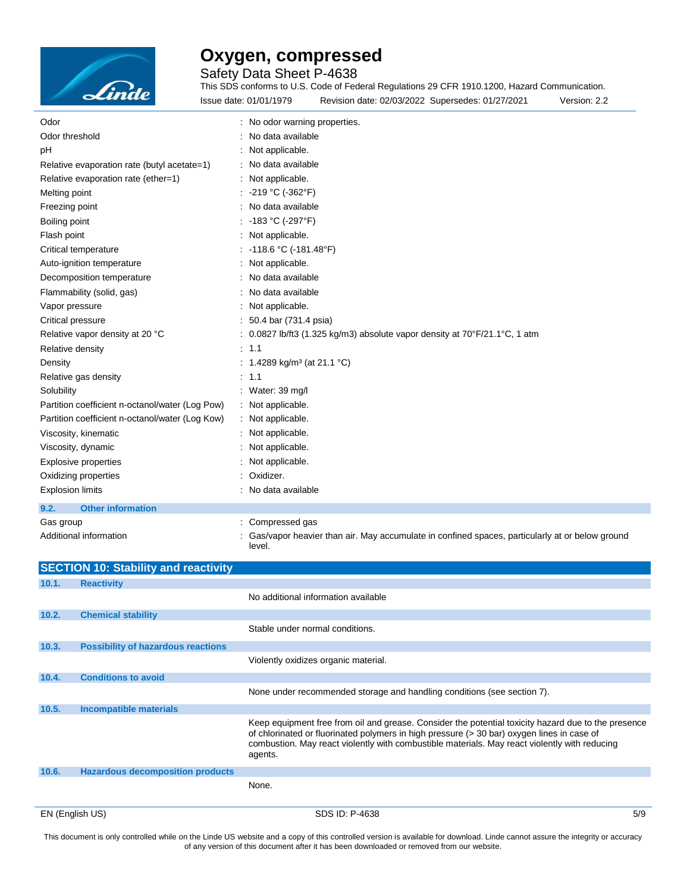| | |
|---|---|
| Odor | : No odor warning properties. |
| Odor threshold | : No data available |
| pH | : Not applicable. |
| Relative evaporation rate (butyl acetate=1) | : No data available |
| Relative evaporation rate (ether=1) | : Not applicable. |
| Melting point | : -219 °C (-362°F) |
| Freezing point | : No data available |
| Boiling point | : -183 °C (-297°F) |
| Flash point | : Not applicable. |
| Critical temperature | : -118.6 °C (-181.48°F) |
| Auto-ignition temperature | : Not applicable. |
| Decomposition temperature | : No data available |
| Flammability (solid, gas) | : No data available |
| Vapor pressure | : Not applicable. |
| Critical pressure | : 50.4 bar (731.4 psia) |
| Relative vapor density at 20 °C | : 0.0827 lb/ft3 (1.325 kg/m3) absolute vapor density at 70°F/21.1°C, 1 atm |
| Relative density | : 1.1 |
| Density | : 1.4289 kg/m³ (at 21.1 °C) |
| Relative gas density | : 1.1 |
| Solubility | : Water: 39 mg/l |
| Partition coefficient n-octanol/water (Log Pow) | : Not applicable. |
| Partition coefficient n-octanol/water (Log Kow) | : Not applicable. |
| Viscosity, kinematic | : Not applicable. |
| Viscosity, dynamic | : Not applicable. |
| Explosive properties | : Not applicable. |
| Oxidizing properties | : Oxidizer. |
| Explosion limits | : No data available |

### 9.2. Other information

| | |
|---|---|
| Gas group | : Compressed gas |
| Additional information | : Gas/vapor heavier than air. May accumulate in confined spaces, particularly at or below ground level. |

## SECTION 10: Stability and reactivity

### 10.1. Reactivity

No additional information available

### 10.2. Chemical stability

Stable under normal conditions.

### 10.3. Possibility of hazardous reactions

Violently oxidizes organic material.

### 10.4. Conditions to avoid

None under recommended storage and handling conditions (see section 7).

### 10.5. Incompatible materials

Keep equipment free from oil and grease. Consider the potential toxicity hazard due to the presence of chlorinated or fluorinated polymers in high pressure (> 30 bar) oxygen lines in case of combustion. May react violently with combustible materials. May react violently with reducing agents.

### 10.6. Hazardous decomposition products

None.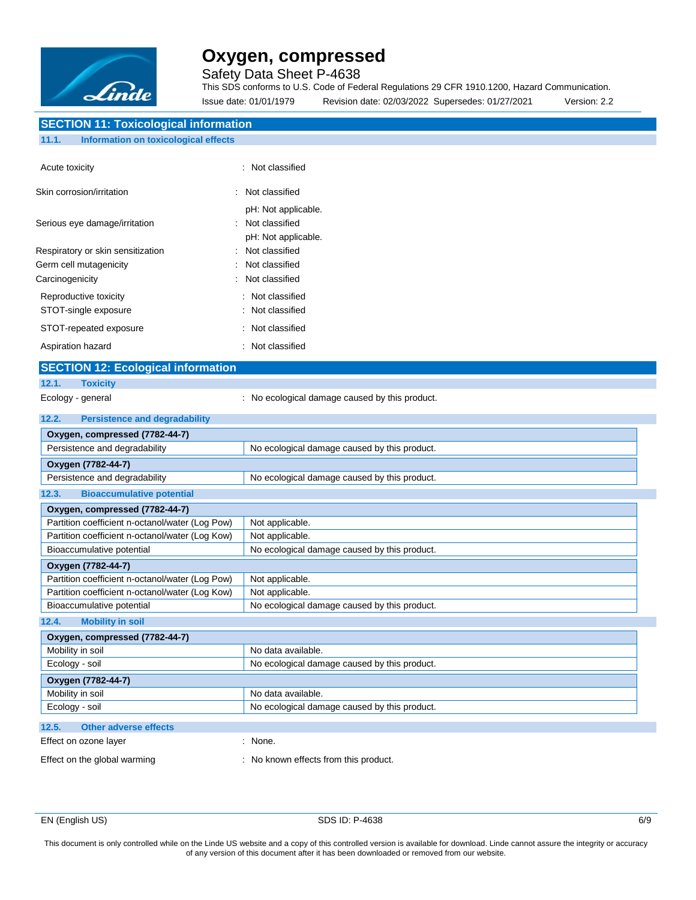## SECTION 11: Toxicological information

### 11.1. Information on toxicological effects

Acute toxicity : Not classified

Skin corrosion/irritation : Not classified
pH: Not applicable.

Serious eye damage/irritation : Not classified
pH: Not applicable.

Respiratory or skin sensitization : Not classified

Germ cell mutagenicity : Not classified

Carcinogenicity : Not classified

Reproductive toxicity : Not classified

STOT-single exposure : Not classified

STOT-repeated exposure : Not classified

Aspiration hazard : Not classified

## SECTION 12: Ecological information

### 12.1. Toxicity

Ecology - general : No ecological damage caused by this product.

### 12.2. Persistence and degradability

| Oxygen, compressed (7782-44-7) | |
|---|---|
| Persistence and degradability | No ecological damage caused by this product. |

| Oxygen (7782-44-7) | |
|---|---|
| Persistence and degradability | No ecological damage caused by this product. |

### 12.3. Bioaccumulative potential

| Oxygen, compressed (7782-44-7) | |
|---|---|
| Partition coefficient n-octanol/water (Log Pow) | Not applicable. |
| Partition coefficient n-octanol/water (Log Kow) | Not applicable. |
| Bioaccumulative potential | No ecological damage caused by this product. |

| Oxygen (7782-44-7) | |
|---|---|
| Partition coefficient n-octanol/water (Log Pow) | Not applicable. |
| Partition coefficient n-octanol/water (Log Kow) | Not applicable. |
| Bioaccumulative potential | No ecological damage caused by this product. |

### 12.4. Mobility in soil

| Oxygen, compressed (7782-44-7) | |
|---|---|
| Mobility in soil | No data available. |
| Ecology - soil | No ecological damage caused by this product. |

| Oxygen (7782-44-7) | |
|---|---|
| Mobility in soil | No data available. |
| Ecology - soil | No ecological damage caused by this product. |

### 12.5. Other adverse effects

Effect on ozone layer : None.

Effect on the global warming : No known effects from this product.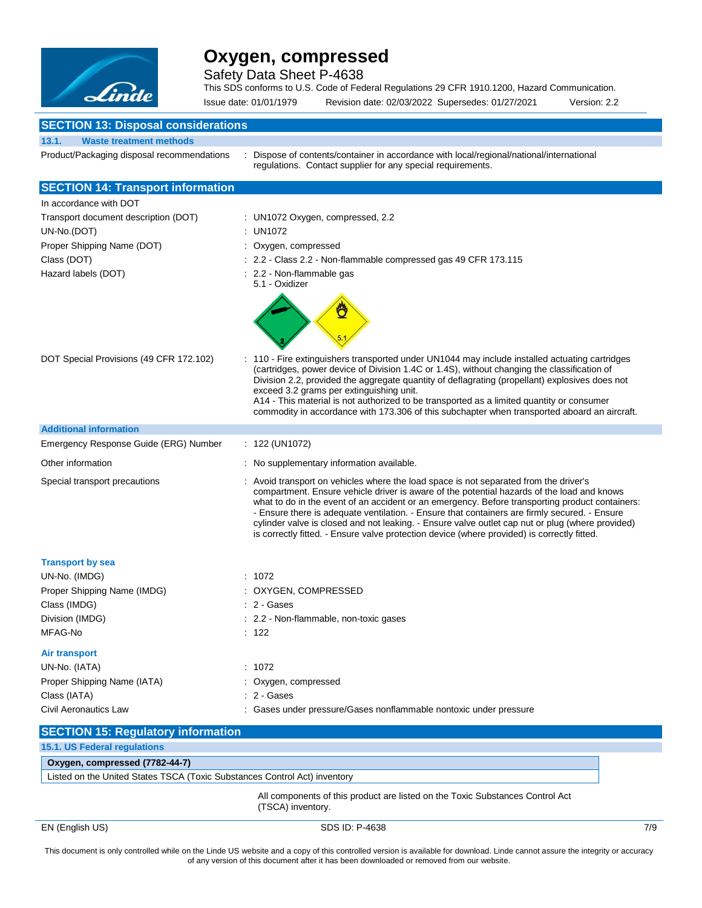## SECTION 13: Disposal considerations

### 13.1. Waste treatment methods

| | |
|---|---|
| Product/Packaging disposal recommendations | : Dispose of contents/container in accordance with local/regional/national/international regulations. Contact supplier for any special requirements. |

## SECTION 14: Transport information

In accordance with DOT

| | |
|---|---|
| Transport document description (DOT) | : UN1072 Oxygen, compressed, 2.2 |
| UN-No.(DOT) | : UN1072 |
| Proper Shipping Name (DOT) | : Oxygen, compressed |
| Class (DOT) | : 2.2 - Class 2.2 - Non-flammable compressed gas 49 CFR 173.115 |
| Hazard labels (DOT) | : 2.2 - Non-flammable gas<br>5.1 - Oxidizer |
| DOT Special Provisions (49 CFR 172.102) | : 110 - Fire extinguishers transported under UN1044 may include installed actuating cartridges (cartridges, power device of Division 1.4C or 1.4S), without changing the classification of Division 2.2, provided the aggregate quantity of deflagrating (propellant) explosives does not exceed 3.2 grams per extinguishing unit.<br>A14 - This material is not authorized to be transported as a limited quantity or consumer commodity in accordance with 173.306 of this subchapter when transported aboard an aircraft. |

### Additional information

| | |
|---|---|
| Emergency Response Guide (ERG) Number | : 122 (UN1072) |
| Other information | : No supplementary information available. |
| Special transport precautions | : Avoid transport on vehicles where the load space is not separated from the driver's compartment. Ensure vehicle driver is aware of the potential hazards of the load and knows what to do in the event of an accident or an emergency. Before transporting product containers: - Ensure there is adequate ventilation. - Ensure that containers are firmly secured. - Ensure cylinder valve is closed and not leaking. - Ensure valve outlet cap nut or plug (where provided) is correctly fitted. - Ensure valve protection device (where provided) is correctly fitted. |

### Transport by sea

| | |
|---|---|
| UN-No. (IMDG) | : 1072 |
| Proper Shipping Name (IMDG) | : OXYGEN, COMPRESSED |
| Class (IMDG) | : 2 - Gases |
| Division (IMDG) | : 2.2 - Non-flammable, non-toxic gases |
| MFAG-No | : 122 |

### Air transport

| | |
|---|---|
| UN-No. (IATA) | : 1072 |
| Proper Shipping Name (IATA) | : Oxygen, compressed |
| Class (IATA) | : 2 - Gases |
| Civil Aeronautics Law | : Gases under pressure/Gases nonflammable nontoxic under pressure |

## SECTION 15: Regulatory information

### 15.1. US Federal regulations

| Oxygen, compressed (7782-44-7) |
|---|
| Listed on the United States TSCA (Toxic Substances Control Act) inventory |

All components of this product are listed on the Toxic Substances Control Act (TSCA) inventory.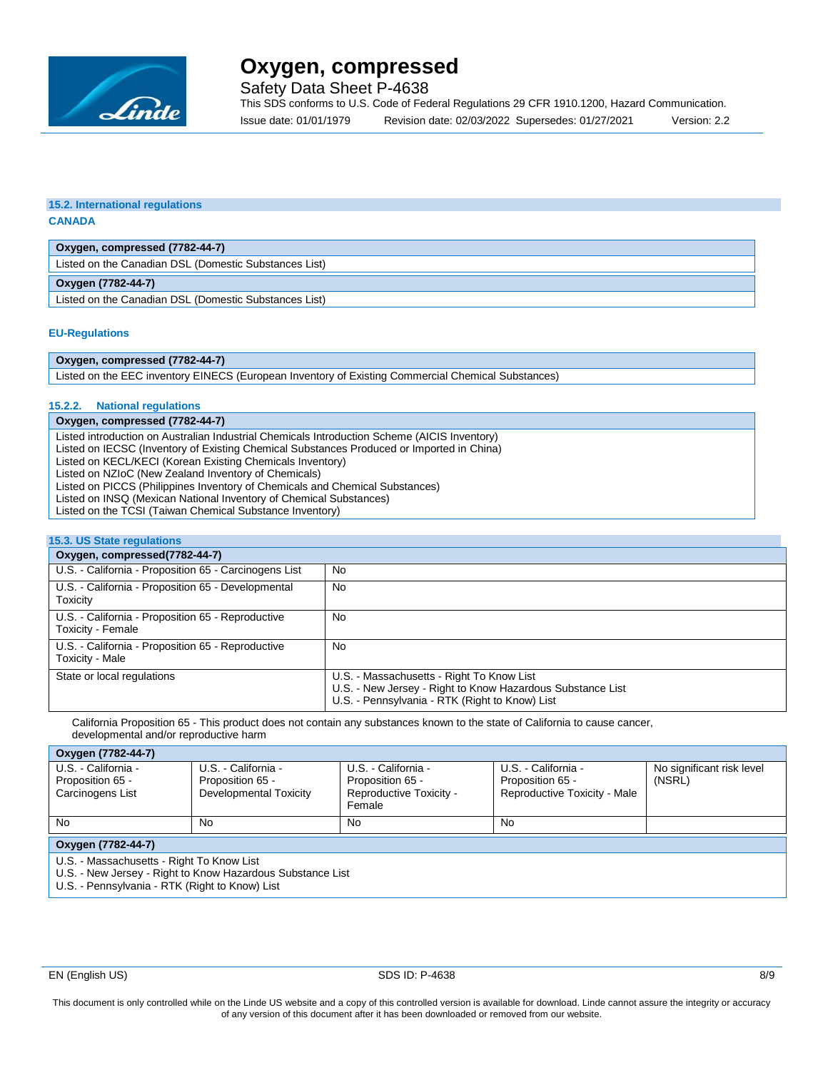### 15.2. International regulations

**CANADA**

| Oxygen, compressed (7782-44-7) |
|---|
| Listed on the Canadian DSL (Domestic Substances List) |

| Oxygen (7782-44-7) |
|---|
| Listed on the Canadian DSL (Domestic Substances List) |

**EU-Regulations**

| Oxygen, compressed (7782-44-7) |
|---|
| Listed on the EEC inventory EINECS (European Inventory of Existing Commercial Chemical Substances) |

#### 15.2.2. National regulations

| Oxygen, compressed (7782-44-7) |
|---|
| Listed introduction on Australian Industrial Chemicals Introduction Scheme (AICIS Inventory)<br>Listed on IECSC (Inventory of Existing Chemical Substances Produced or Imported in China)<br>Listed on KECL/KECI (Korean Existing Chemicals Inventory)<br>Listed on NZIoC (New Zealand Inventory of Chemicals)<br>Listed on PICCS (Philippines Inventory of Chemicals and Chemical Substances)<br>Listed on INSQ (Mexican National Inventory of Chemical Substances)<br>Listed on the TCSI (Taiwan Chemical Substance Inventory) |

### 15.3. US State regulations

| Oxygen, compressed(7782-44-7) | |
|---|---|
| U.S. - California - Proposition 65 - Carcinogens List | No |
| U.S. - California - Proposition 65 - Developmental Toxicity | No |
| U.S. - California - Proposition 65 - Reproductive Toxicity - Female | No |
| U.S. - California - Proposition 65 - Reproductive Toxicity - Male | No |
| State or local regulations | U.S. - Massachusetts - Right To Know List<br>U.S. - New Jersey - Right to Know Hazardous Substance List<br>U.S. - Pennsylvania - RTK (Right to Know) List |

California Proposition 65 - This product does not contain any substances known to the state of California to cause cancer, developmental and/or reproductive harm

| Oxygen (7782-44-7) | | | | |
|---|---|---|---|---|
| U.S. - California - Proposition 65 - Carcinogens List | U.S. - California - Proposition 65 - Developmental Toxicity | U.S. - California - Proposition 65 - Reproductive Toxicity - Female | U.S. - California - Proposition 65 - Reproductive Toxicity - Male | No significant risk level (NSRL) |
| No | No | No | No | |

| Oxygen (7782-44-7) |
|---|
| U.S. - Massachusetts - Right To Know List<br>U.S. - New Jersey - Right to Know Hazardous Substance List<br>U.S. - Pennsylvania - RTK (Right to Know) List |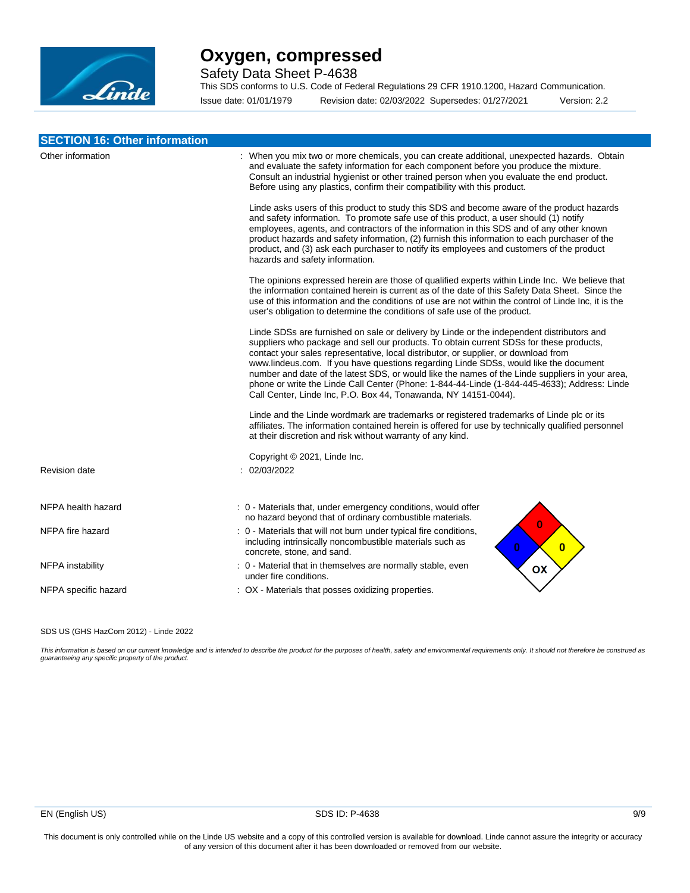## SECTION 16: Other information

Other information : When you mix two or more chemicals, you can create additional, unexpected hazards. Obtain and evaluate the safety information for each component before you produce the mixture. Consult an industrial hygienist or other trained person when you evaluate the end product. Before using any plastics, confirm their compatibility with this product.

Linde asks users of this product to study this SDS and become aware of the product hazards and safety information. To promote safe use of this product, a user should (1) notify employees, agents, and contractors of the information in this SDS and of any other known product hazards and safety information, (2) furnish this information to each purchaser of the product, and (3) ask each purchaser to notify its employees and customers of the product hazards and safety information.

The opinions expressed herein are those of qualified experts within Linde Inc. We believe that the information contained herein is current as of the date of this Safety Data Sheet. Since the use of this information and the conditions of use are not within the control of Linde Inc, it is the user's obligation to determine the conditions of safe use of the product.

Linde SDSs are furnished on sale or delivery by Linde or the independent distributors and suppliers who package and sell our products. To obtain current SDSs for these products, contact your sales representative, local distributor, or supplier, or download from www.lindeus.com. If you have questions regarding Linde SDSs, would like the document number and date of the latest SDS, or would like the names of the Linde suppliers in your area, phone or write the Linde Call Center (Phone: 1-844-44-Linde (1-844-445-4633); Address: Linde Call Center, Linde Inc, P.O. Box 44, Tonawanda, NY 14151-0044).

Linde and the Linde wordmark are trademarks or registered trademarks of Linde plc or its affiliates. The information contained herein is offered for use by technically qualified personnel at their discretion and risk without warranty of any kind.

Copyright © 2021, Linde Inc.

Revision date : 02/03/2022

NFPA health hazard : 0 - Materials that, under emergency conditions, would offer no hazard beyond that of ordinary combustible materials.

NFPA fire hazard : 0 - Materials that will not burn under typical fire conditions, including intrinsically noncombustible materials such as concrete, stone, and sand.

NFPA instability : 0 - Material that in themselves are normally stable, even under fire conditions.

NFPA specific hazard : OX - Materials that posses oxidizing properties.

0
0
0
OX

SDS US (GHS HazCom 2012) - Linde 2022

*This information is based on our current knowledge and is intended to describe the product for the purposes of health, safety and environmental requirements only. It should not therefore be construed as guaranteeing any specific property of the product.*